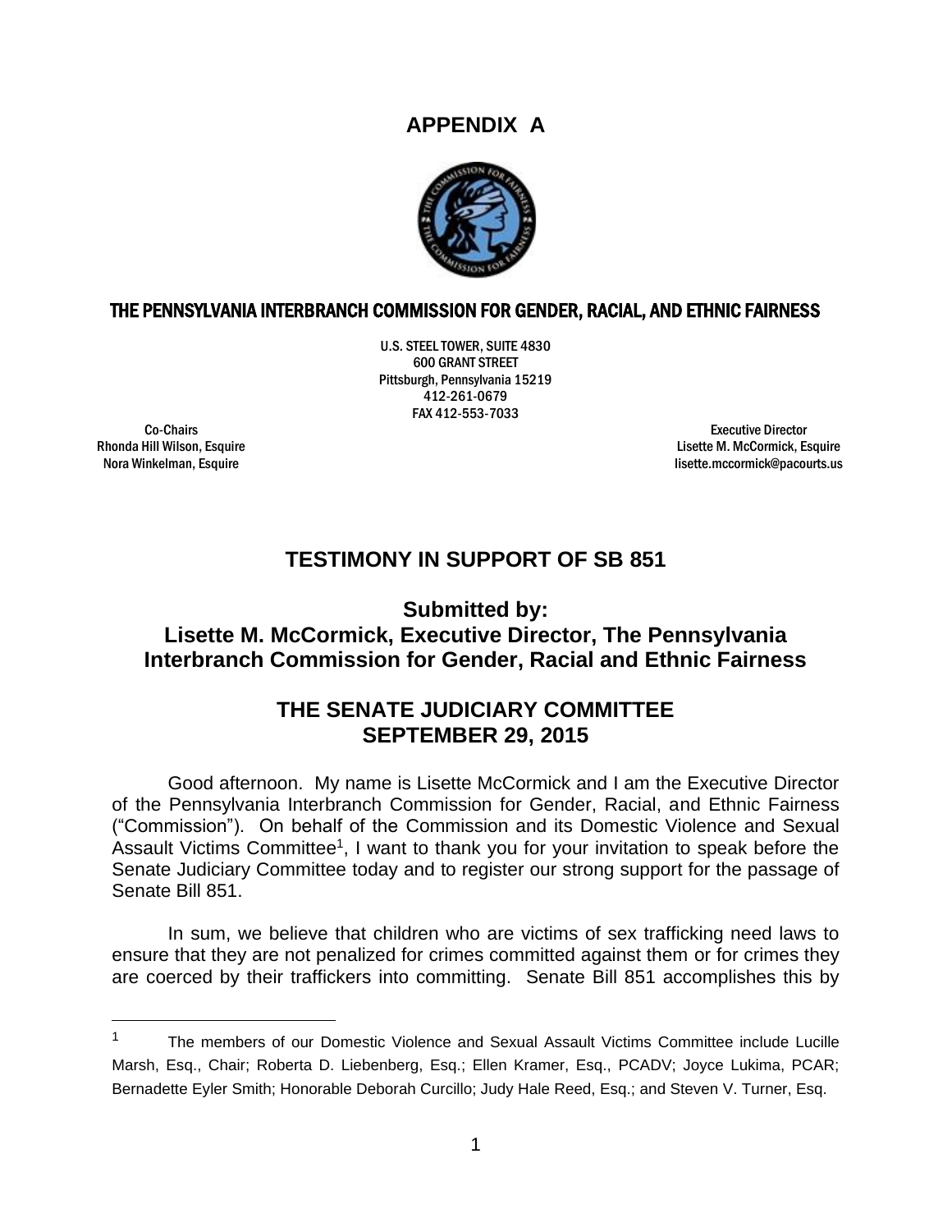# APPENDIX A

**THE PENNSYLVANIA INTERBRANCH COMMISSION FOR GENDER, RACIAL, AND ETHNIC FAIRNESS**

U.S. STEEL TOWER, SUITE 4830
600 GRANT STREET
Pittsburgh, Pennsylvania 15219
412-261-0679
FAX 412-553-7033

Co-Chairs
Rhonda Hill Wilson, Esquire
Nora Winkelman, Esquire

Executive Director
Lisette M. McCormick, Esquire
lisette.mccormick@pacourts.us

## TESTIMONY IN SUPPORT OF SB 851

### Submitted by:
### Lisette M. McCormick, Executive Director, The Pennsylvania Interbranch Commission for Gender, Racial and Ethnic Fairness

## THE SENATE JUDICIARY COMMITTEE
## SEPTEMBER 29, 2015

Good afternoon. My name is Lisette McCormick and I am the Executive Director of the Pennsylvania Interbranch Commission for Gender, Racial, and Ethnic Fairness ("Commission"). On behalf of the Commission and its Domestic Violence and Sexual Assault Victims Committee[1], I want to thank you for your invitation to speak before the Senate Judiciary Committee today and to register our strong support for the passage of Senate Bill 851.

In sum, we believe that children who are victims of sex trafficking need laws to ensure that they are not penalized for crimes committed against them or for crimes they are coerced by their traffickers into committing. Senate Bill 851 accomplishes this by

---

[1] The members of our Domestic Violence and Sexual Assault Victims Committee include Lucille Marsh, Esq., Chair; Roberta D. Liebenberg, Esq.; Ellen Kramer, Esq., PCADV; Joyce Lukima, PCAR; Bernadette Eyler Smith; Honorable Deborah Curcillo; Judy Hale Reed, Esq.; and Steven V. Turner, Esq.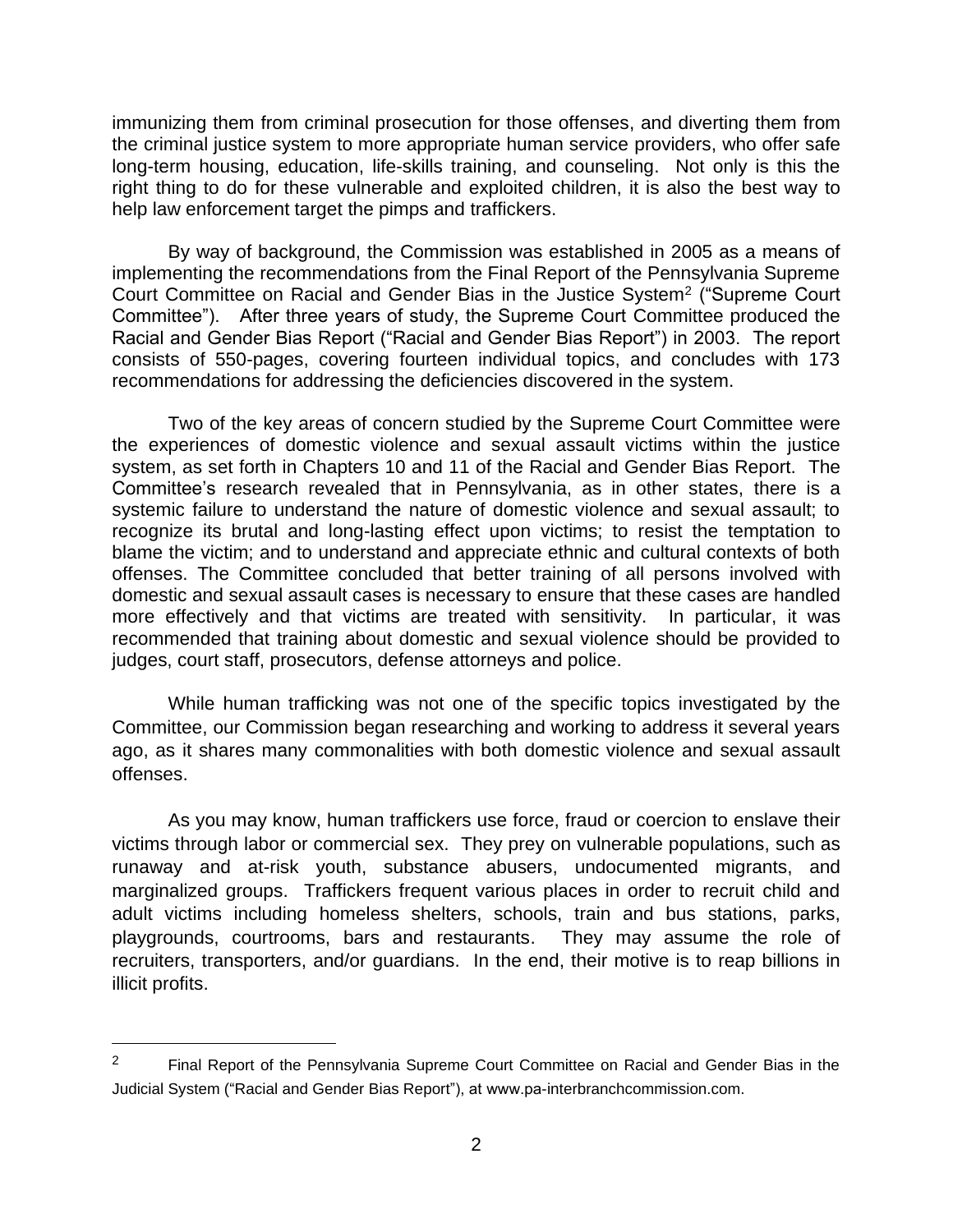immunizing them from criminal prosecution for those offenses, and diverting them from the criminal justice system to more appropriate human service providers, who offer safe long-term housing, education, life-skills training, and counseling. Not only is this the right thing to do for these vulnerable and exploited children, it is also the best way to help law enforcement target the pimps and traffickers.

By way of background, the Commission was established in 2005 as a means of implementing the recommendations from the Final Report of the Pennsylvania Supreme Court Committee on Racial and Gender Bias in the Justice System[2] ("Supreme Court Committee"). After three years of study, the Supreme Court Committee produced the Racial and Gender Bias Report ("Racial and Gender Bias Report") in 2003. The report consists of 550-pages, covering fourteen individual topics, and concludes with 173 recommendations for addressing the deficiencies discovered in the system.

Two of the key areas of concern studied by the Supreme Court Committee were the experiences of domestic violence and sexual assault victims within the justice system, as set forth in Chapters 10 and 11 of the Racial and Gender Bias Report. The Committee's research revealed that in Pennsylvania, as in other states, there is a systemic failure to understand the nature of domestic violence and sexual assault; to recognize its brutal and long-lasting effect upon victims; to resist the temptation to blame the victim; and to understand and appreciate ethnic and cultural contexts of both offenses. The Committee concluded that better training of all persons involved with domestic and sexual assault cases is necessary to ensure that these cases are handled more effectively and that victims are treated with sensitivity. In particular, it was recommended that training about domestic and sexual violence should be provided to judges, court staff, prosecutors, defense attorneys and police.

While human trafficking was not one of the specific topics investigated by the Committee, our Commission began researching and working to address it several years ago, as it shares many commonalities with both domestic violence and sexual assault offenses.

As you may know, human traffickers use force, fraud or coercion to enslave their victims through labor or commercial sex. They prey on vulnerable populations, such as runaway and at-risk youth, substance abusers, undocumented migrants, and marginalized groups. Traffickers frequent various places in order to recruit child and adult victims including homeless shelters, schools, train and bus stations, parks, playgrounds, courtrooms, bars and restaurants. They may assume the role of recruiters, transporters, and/or guardians. In the end, their motive is to reap billions in illicit profits.

---

[2] Final Report of the Pennsylvania Supreme Court Committee on Racial and Gender Bias in the Judicial System ("Racial and Gender Bias Report"), at www.pa-interbranchcommission.com.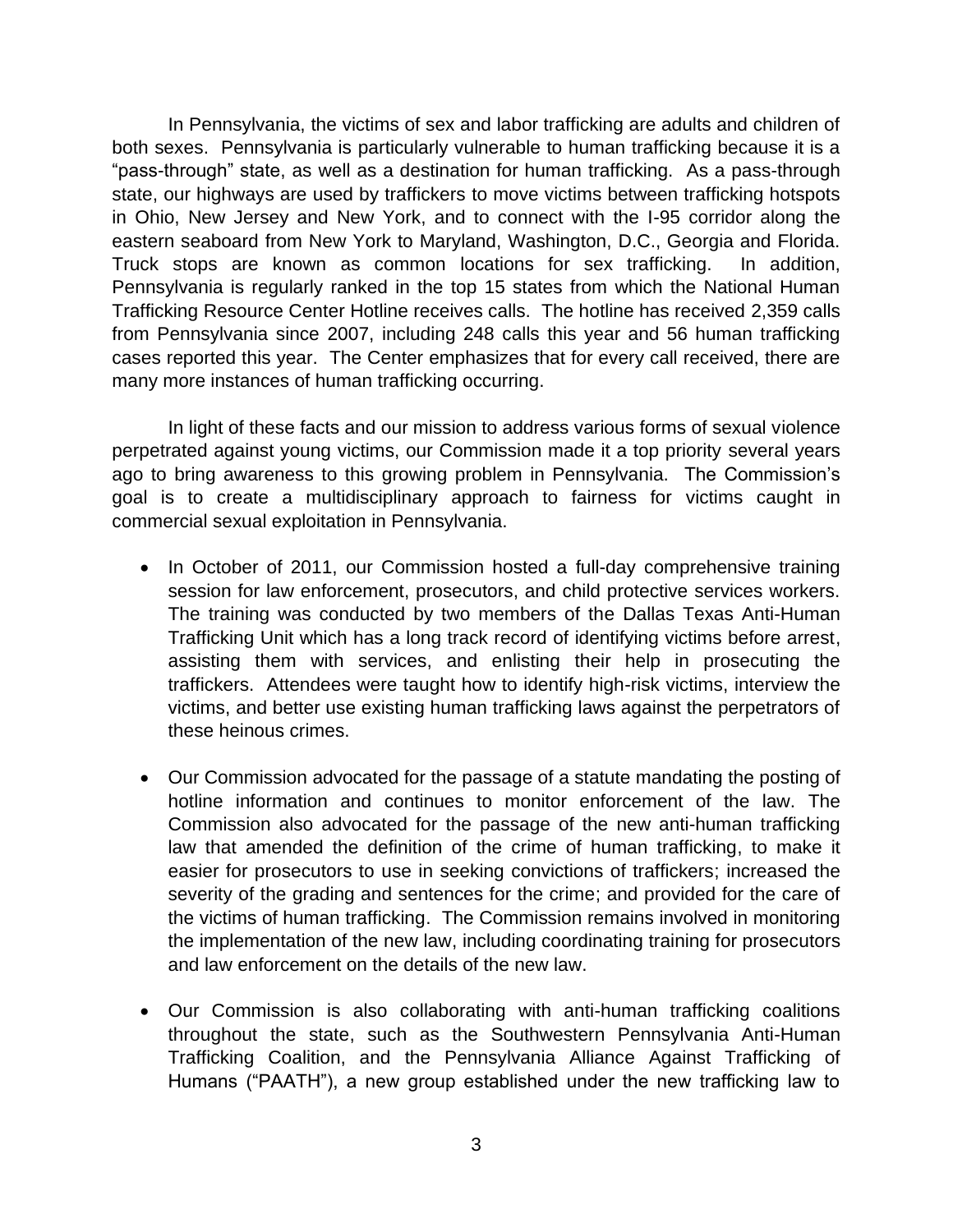In Pennsylvania, the victims of sex and labor trafficking are adults and children of both sexes. Pennsylvania is particularly vulnerable to human trafficking because it is a "pass-through" state, as well as a destination for human trafficking. As a pass-through state, our highways are used by traffickers to move victims between trafficking hotspots in Ohio, New Jersey and New York, and to connect with the I-95 corridor along the eastern seaboard from New York to Maryland, Washington, D.C., Georgia and Florida. Truck stops are known as common locations for sex trafficking. In addition, Pennsylvania is regularly ranked in the top 15 states from which the National Human Trafficking Resource Center Hotline receives calls. The hotline has received 2,359 calls from Pennsylvania since 2007, including 248 calls this year and 56 human trafficking cases reported this year. The Center emphasizes that for every call received, there are many more instances of human trafficking occurring.

In light of these facts and our mission to address various forms of sexual violence perpetrated against young victims, our Commission made it a top priority several years ago to bring awareness to this growing problem in Pennsylvania. The Commission's goal is to create a multidisciplinary approach to fairness for victims caught in commercial sexual exploitation in Pennsylvania.

- In October of 2011, our Commission hosted a full-day comprehensive training session for law enforcement, prosecutors, and child protective services workers. The training was conducted by two members of the Dallas Texas Anti-Human Trafficking Unit which has a long track record of identifying victims before arrest, assisting them with services, and enlisting their help in prosecuting the traffickers. Attendees were taught how to identify high-risk victims, interview the victims, and better use existing human trafficking laws against the perpetrators of these heinous crimes.

- Our Commission advocated for the passage of a statute mandating the posting of hotline information and continues to monitor enforcement of the law. The Commission also advocated for the passage of the new anti-human trafficking law that amended the definition of the crime of human trafficking, to make it easier for prosecutors to use in seeking convictions of traffickers; increased the severity of the grading and sentences for the crime; and provided for the care of the victims of human trafficking. The Commission remains involved in monitoring the implementation of the new law, including coordinating training for prosecutors and law enforcement on the details of the new law.

- Our Commission is also collaborating with anti-human trafficking coalitions throughout the state, such as the Southwestern Pennsylvania Anti-Human Trafficking Coalition, and the Pennsylvania Alliance Against Trafficking of Humans ("PAATH"), a new group established under the new trafficking law to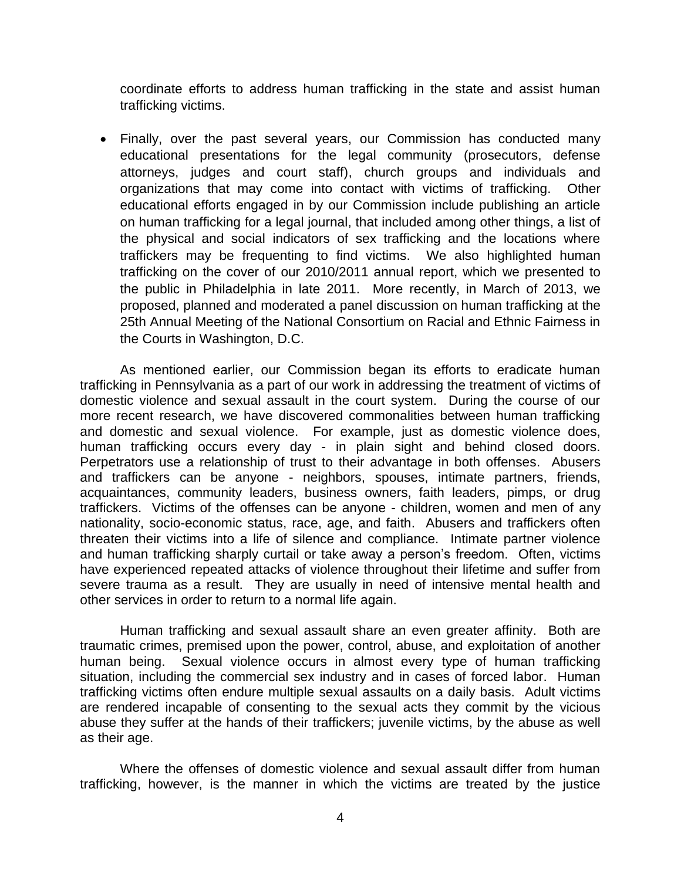coordinate efforts to address human trafficking in the state and assist human trafficking victims.

- Finally, over the past several years, our Commission has conducted many educational presentations for the legal community (prosecutors, defense attorneys, judges and court staff), church groups and individuals and organizations that may come into contact with victims of trafficking. Other educational efforts engaged in by our Commission include publishing an article on human trafficking for a legal journal, that included among other things, a list of the physical and social indicators of sex trafficking and the locations where traffickers may be frequenting to find victims. We also highlighted human trafficking on the cover of our 2010/2011 annual report, which we presented to the public in Philadelphia in late 2011. More recently, in March of 2013, we proposed, planned and moderated a panel discussion on human trafficking at the 25th Annual Meeting of the National Consortium on Racial and Ethnic Fairness in the Courts in Washington, D.C.

As mentioned earlier, our Commission began its efforts to eradicate human trafficking in Pennsylvania as a part of our work in addressing the treatment of victims of domestic violence and sexual assault in the court system. During the course of our more recent research, we have discovered commonalities between human trafficking and domestic and sexual violence. For example, just as domestic violence does, human trafficking occurs every day - in plain sight and behind closed doors. Perpetrators use a relationship of trust to their advantage in both offenses. Abusers and traffickers can be anyone - neighbors, spouses, intimate partners, friends, acquaintances, community leaders, business owners, faith leaders, pimps, or drug traffickers. Victims of the offenses can be anyone - children, women and men of any nationality, socio-economic status, race, age, and faith. Abusers and traffickers often threaten their victims into a life of silence and compliance. Intimate partner violence and human trafficking sharply curtail or take away a person's freedom. Often, victims have experienced repeated attacks of violence throughout their lifetime and suffer from severe trauma as a result. They are usually in need of intensive mental health and other services in order to return to a normal life again.

Human trafficking and sexual assault share an even greater affinity. Both are traumatic crimes, premised upon the power, control, abuse, and exploitation of another human being. Sexual violence occurs in almost every type of human trafficking situation, including the commercial sex industry and in cases of forced labor. Human trafficking victims often endure multiple sexual assaults on a daily basis. Adult victims are rendered incapable of consenting to the sexual acts they commit by the vicious abuse they suffer at the hands of their traffickers; juvenile victims, by the abuse as well as their age.

Where the offenses of domestic violence and sexual assault differ from human trafficking, however, is the manner in which the victims are treated by the justice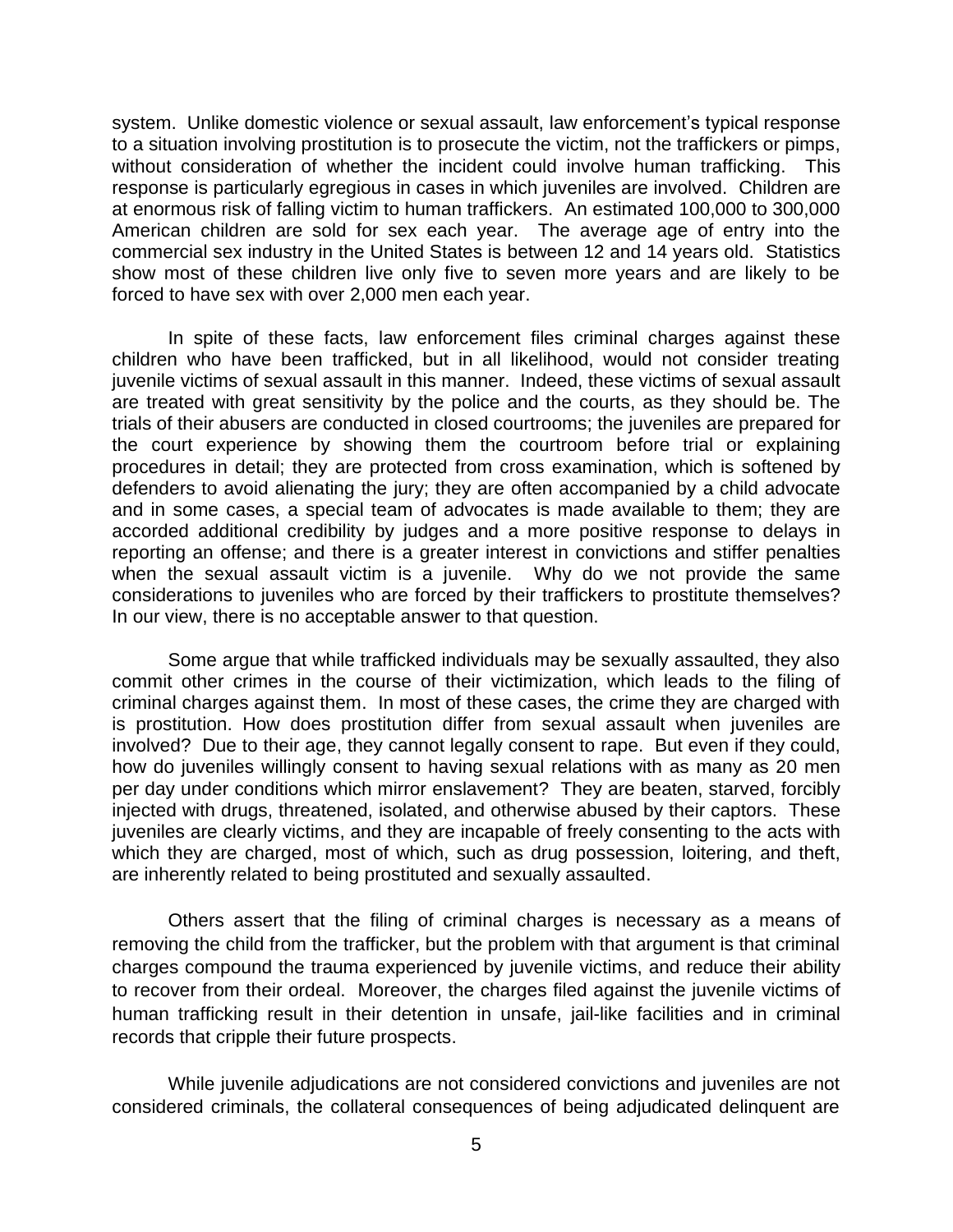system. Unlike domestic violence or sexual assault, law enforcement's typical response to a situation involving prostitution is to prosecute the victim, not the traffickers or pimps, without consideration of whether the incident could involve human trafficking. This response is particularly egregious in cases in which juveniles are involved. Children are at enormous risk of falling victim to human traffickers. An estimated 100,000 to 300,000 American children are sold for sex each year. The average age of entry into the commercial sex industry in the United States is between 12 and 14 years old. Statistics show most of these children live only five to seven more years and are likely to be forced to have sex with over 2,000 men each year.

In spite of these facts, law enforcement files criminal charges against these children who have been trafficked, but in all likelihood, would not consider treating juvenile victims of sexual assault in this manner. Indeed, these victims of sexual assault are treated with great sensitivity by the police and the courts, as they should be. The trials of their abusers are conducted in closed courtrooms; the juveniles are prepared for the court experience by showing them the courtroom before trial or explaining procedures in detail; they are protected from cross examination, which is softened by defenders to avoid alienating the jury; they are often accompanied by a child advocate and in some cases, a special team of advocates is made available to them; they are accorded additional credibility by judges and a more positive response to delays in reporting an offense; and there is a greater interest in convictions and stiffer penalties when the sexual assault victim is a juvenile. Why do we not provide the same considerations to juveniles who are forced by their traffickers to prostitute themselves? In our view, there is no acceptable answer to that question.

Some argue that while trafficked individuals may be sexually assaulted, they also commit other crimes in the course of their victimization, which leads to the filing of criminal charges against them. In most of these cases, the crime they are charged with is prostitution. How does prostitution differ from sexual assault when juveniles are involved? Due to their age, they cannot legally consent to rape. But even if they could, how do juveniles willingly consent to having sexual relations with as many as 20 men per day under conditions which mirror enslavement? They are beaten, starved, forcibly injected with drugs, threatened, isolated, and otherwise abused by their captors. These juveniles are clearly victims, and they are incapable of freely consenting to the acts with which they are charged, most of which, such as drug possession, loitering, and theft, are inherently related to being prostituted and sexually assaulted.

Others assert that the filing of criminal charges is necessary as a means of removing the child from the trafficker, but the problem with that argument is that criminal charges compound the trauma experienced by juvenile victims, and reduce their ability to recover from their ordeal. Moreover, the charges filed against the juvenile victims of human trafficking result in their detention in unsafe, jail-like facilities and in criminal records that cripple their future prospects.

While juvenile adjudications are not considered convictions and juveniles are not considered criminals, the collateral consequences of being adjudicated delinquent are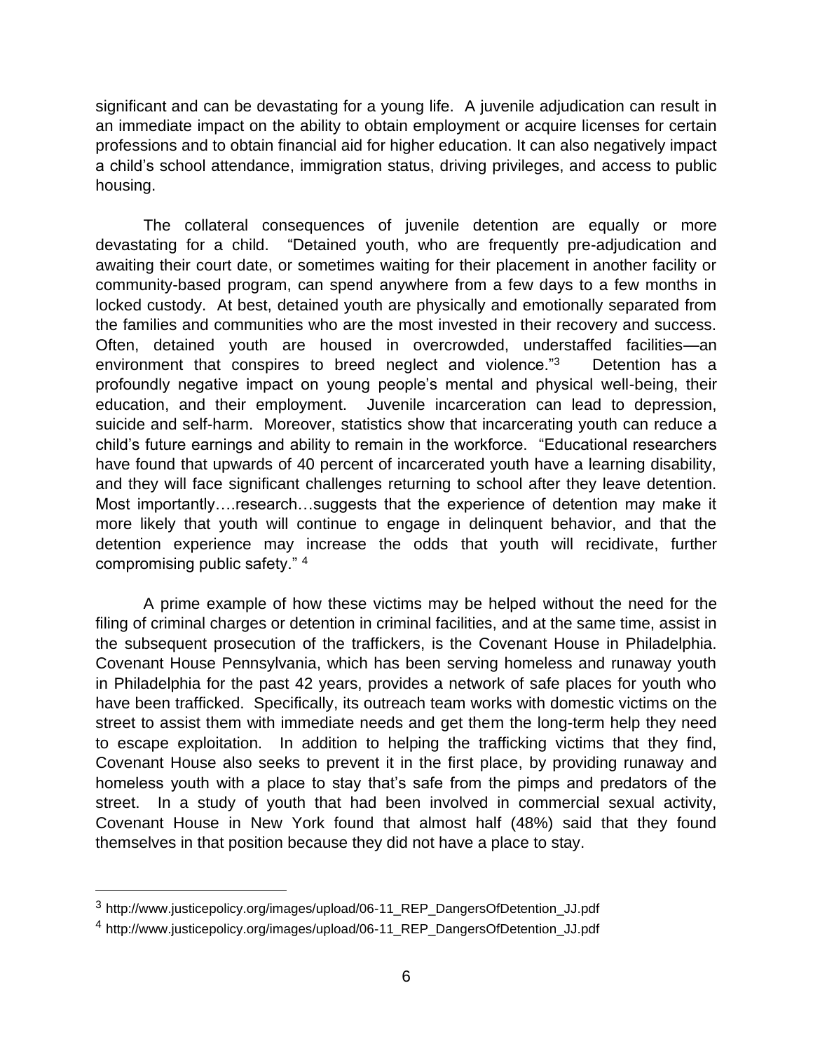significant and can be devastating for a young life. A juvenile adjudication can result in an immediate impact on the ability to obtain employment or acquire licenses for certain professions and to obtain financial aid for higher education. It can also negatively impact a child's school attendance, immigration status, driving privileges, and access to public housing.

The collateral consequences of juvenile detention are equally or more devastating for a child. "Detained youth, who are frequently pre-adjudication and awaiting their court date, or sometimes waiting for their placement in another facility or community-based program, can spend anywhere from a few days to a few months in locked custody. At best, detained youth are physically and emotionally separated from the families and communities who are the most invested in their recovery and success. Often, detained youth are housed in overcrowded, understaffed facilities—an environment that conspires to breed neglect and violence."[3] Detention has a profoundly negative impact on young people's mental and physical well-being, their education, and their employment. Juvenile incarceration can lead to depression, suicide and self-harm. Moreover, statistics show that incarcerating youth can reduce a child's future earnings and ability to remain in the workforce. "Educational researchers have found that upwards of 40 percent of incarcerated youth have a learning disability, and they will face significant challenges returning to school after they leave detention. Most importantly….research…suggests that the experience of detention may make it more likely that youth will continue to engage in delinquent behavior, and that the detention experience may increase the odds that youth will recidivate, further compromising public safety." [4]

A prime example of how these victims may be helped without the need for the filing of criminal charges or detention in criminal facilities, and at the same time, assist in the subsequent prosecution of the traffickers, is the Covenant House in Philadelphia. Covenant House Pennsylvania, which has been serving homeless and runaway youth in Philadelphia for the past 42 years, provides a network of safe places for youth who have been trafficked. Specifically, its outreach team works with domestic victims on the street to assist them with immediate needs and get them the long-term help they need to escape exploitation. In addition to helping the trafficking victims that they find, Covenant House also seeks to prevent it in the first place, by providing runaway and homeless youth with a place to stay that's safe from the pimps and predators of the street. In a study of youth that had been involved in commercial sexual activity, Covenant House in New York found that almost half (48%) said that they found themselves in that position because they did not have a place to stay.

---

[3] http://www.justicepolicy.org/images/upload/06-11_REP_DangersOfDetention_JJ.pdf

[4] http://www.justicepolicy.org/images/upload/06-11_REP_DangersOfDetention_JJ.pdf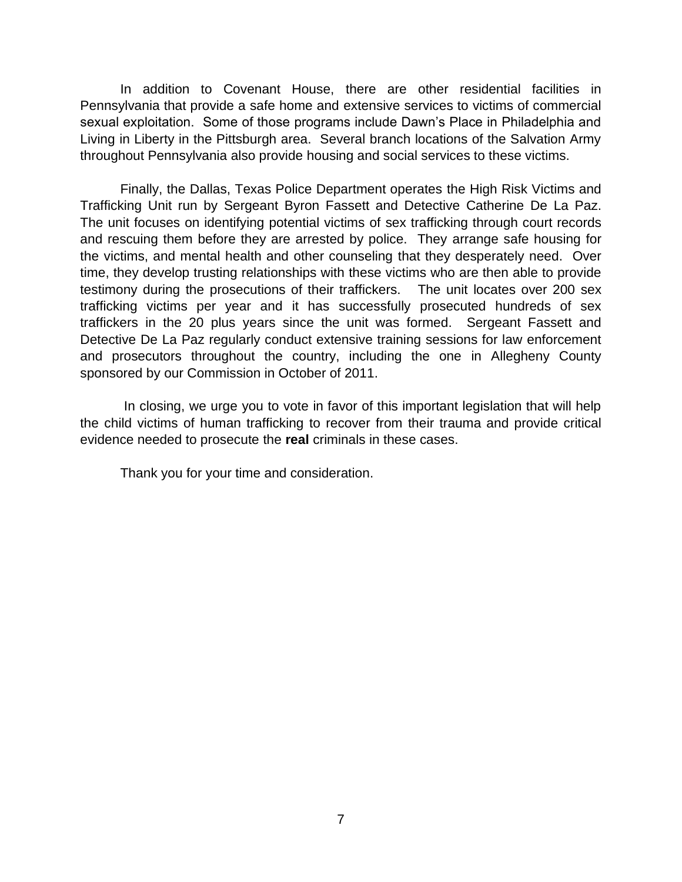In addition to Covenant House, there are other residential facilities in Pennsylvania that provide a safe home and extensive services to victims of commercial sexual exploitation. Some of those programs include Dawn's Place in Philadelphia and Living in Liberty in the Pittsburgh area. Several branch locations of the Salvation Army throughout Pennsylvania also provide housing and social services to these victims.

Finally, the Dallas, Texas Police Department operates the High Risk Victims and Trafficking Unit run by Sergeant Byron Fassett and Detective Catherine De La Paz. The unit focuses on identifying potential victims of sex trafficking through court records and rescuing them before they are arrested by police. They arrange safe housing for the victims, and mental health and other counseling that they desperately need. Over time, they develop trusting relationships with these victims who are then able to provide testimony during the prosecutions of their traffickers. The unit locates over 200 sex trafficking victims per year and it has successfully prosecuted hundreds of sex traffickers in the 20 plus years since the unit was formed. Sergeant Fassett and Detective De La Paz regularly conduct extensive training sessions for law enforcement and prosecutors throughout the country, including the one in Allegheny County sponsored by our Commission in October of 2011.

In closing, we urge you to vote in favor of this important legislation that will help the child victims of human trafficking to recover from their trauma and provide critical evidence needed to prosecute the **real** criminals in these cases.

Thank you for your time and consideration.